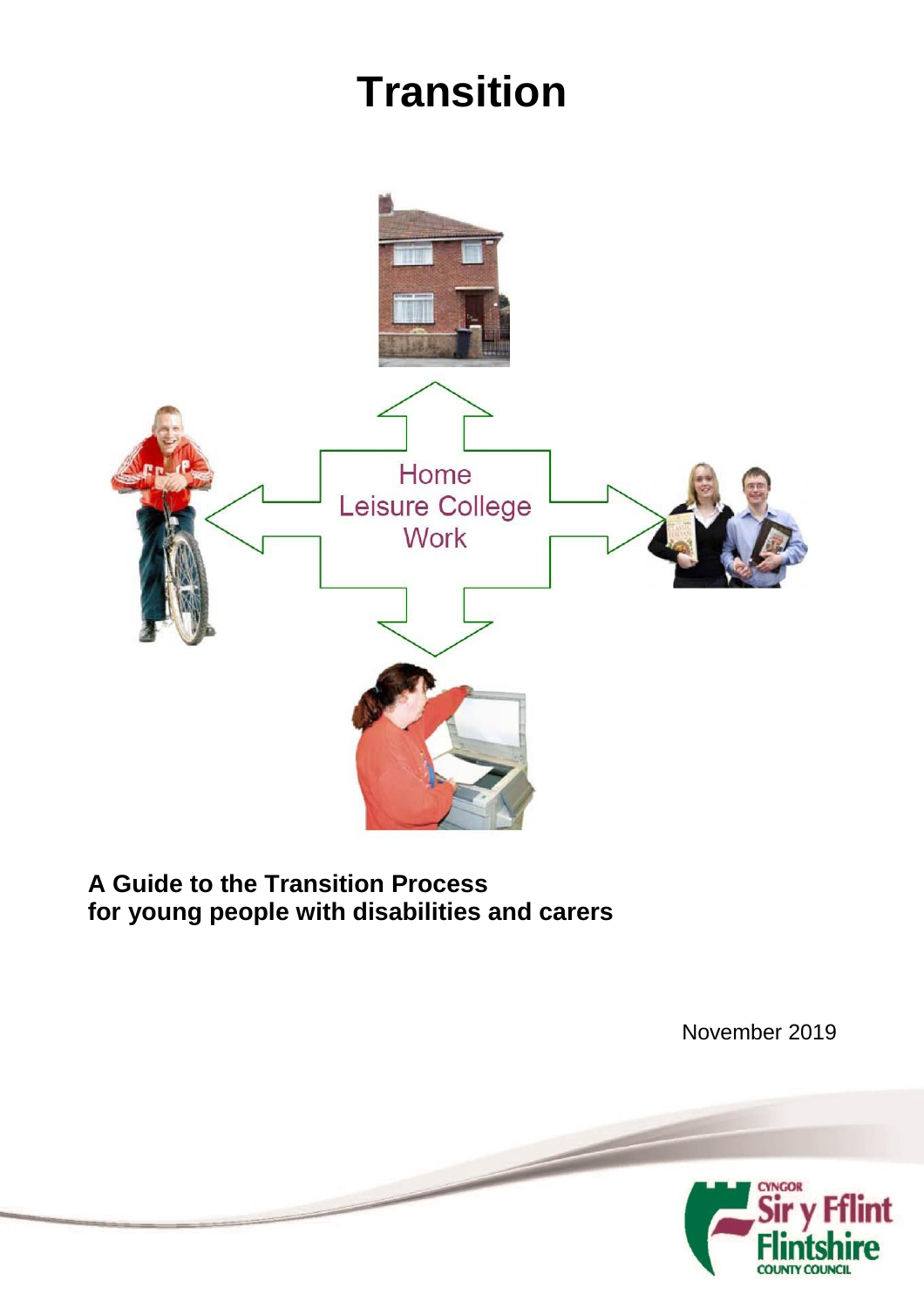# Transition

Home
Leisure College
Work

**A Guide to the Transition Process for young people with disabilities and carers**

November 2019

CYNGOR Sir y Fflint
Flintshire COUNTY COUNCIL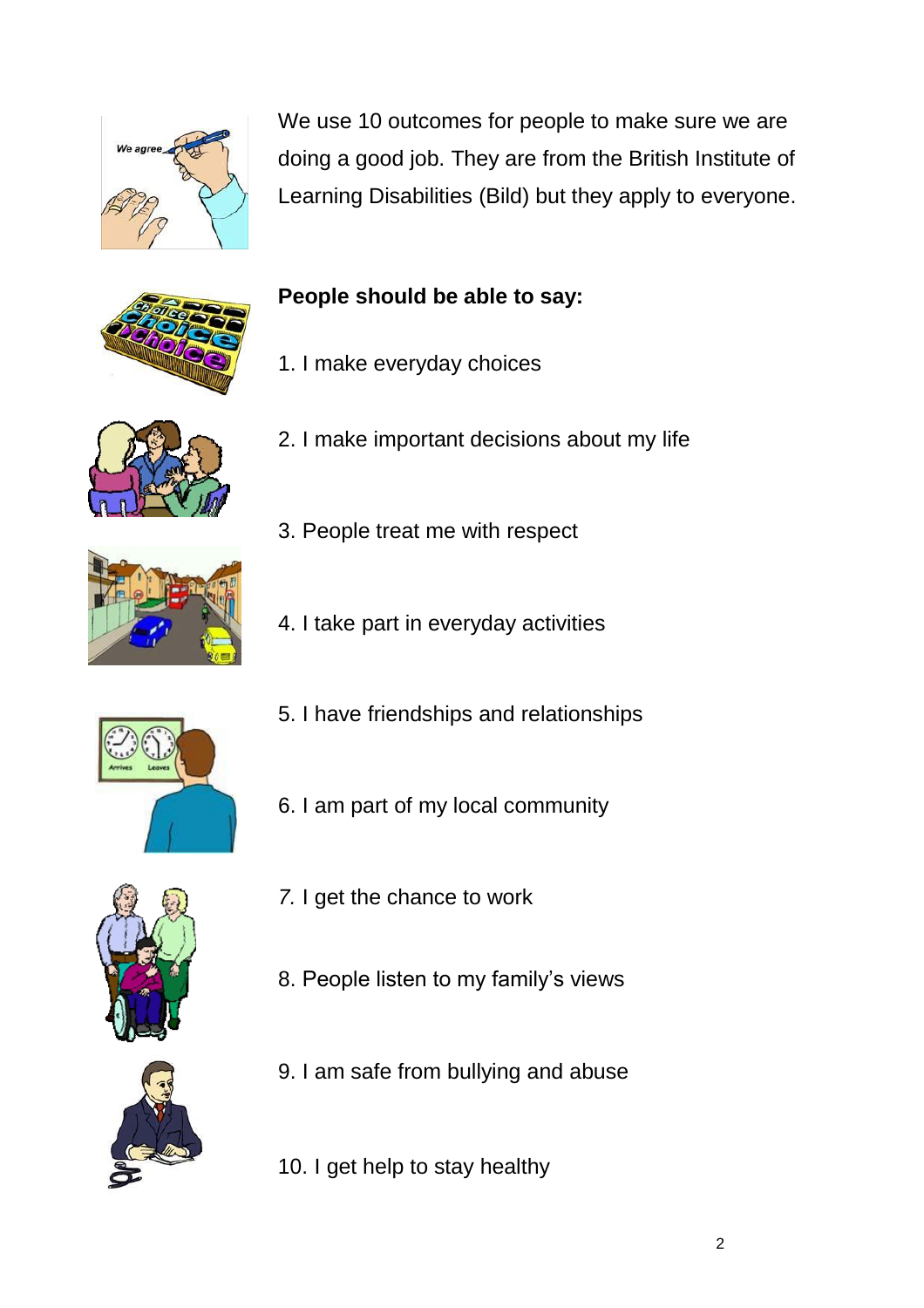We use 10 outcomes for people to make sure we are doing a good job. They are from the British Institute of Learning Disabilities (Bild) but they apply to everyone.

**People should be able to say:**

1. I make everyday choices
2. I make important decisions about my life
3. People treat me with respect
4. I take part in everyday activities
5. I have friendships and relationships
6. I am part of my local community
7. I get the chance to work
8. People listen to my family's views
9. I am safe from bullying and abuse
10. I get help to stay healthy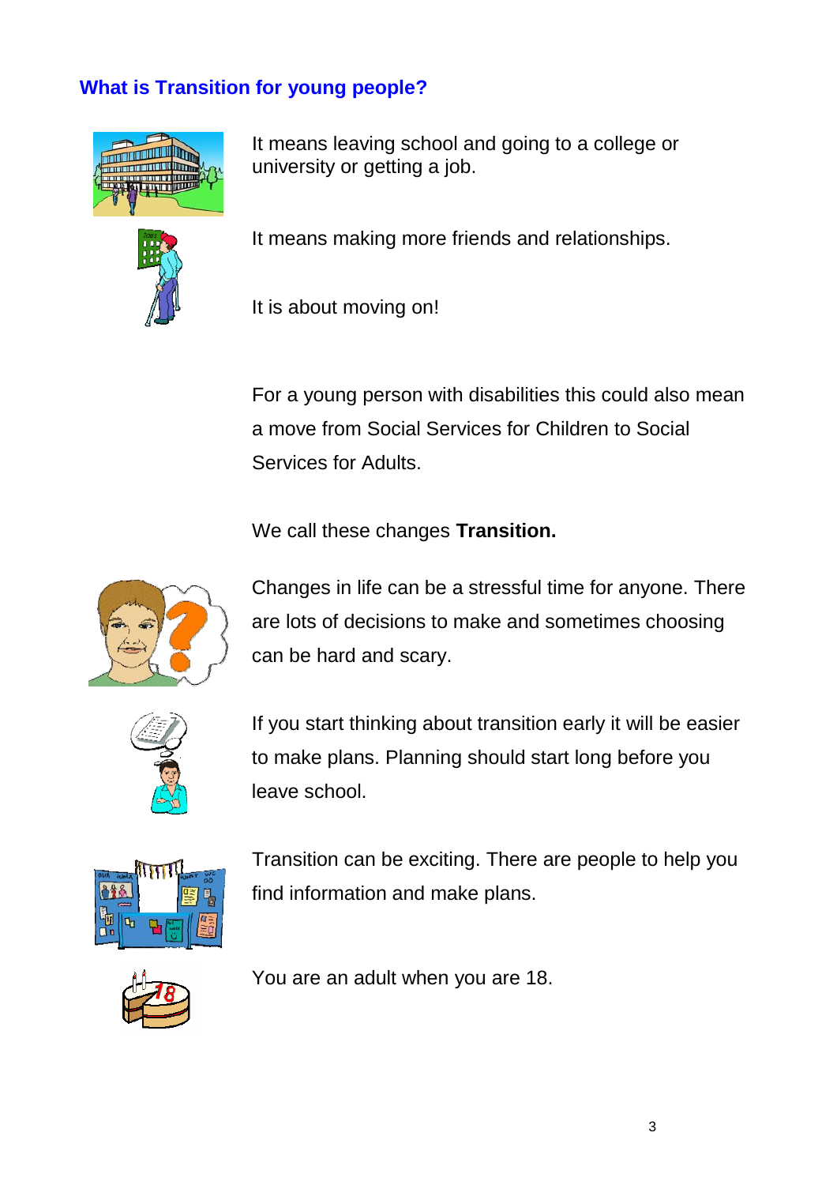## What is Transition for young people?

It means leaving school and going to a college or university or getting a job.

It means making more friends and relationships.

It is about moving on!

For a young person with disabilities this could also mean a move from Social Services for Children to Social Services for Adults.

We call these changes **Transition.**

Changes in life can be a stressful time for anyone. There are lots of decisions to make and sometimes choosing can be hard and scary.

If you start thinking about transition early it will be easier to make plans. Planning should start long before you leave school.

Transition can be exciting. There are people to help you find information and make plans.

You are an adult when you are 18.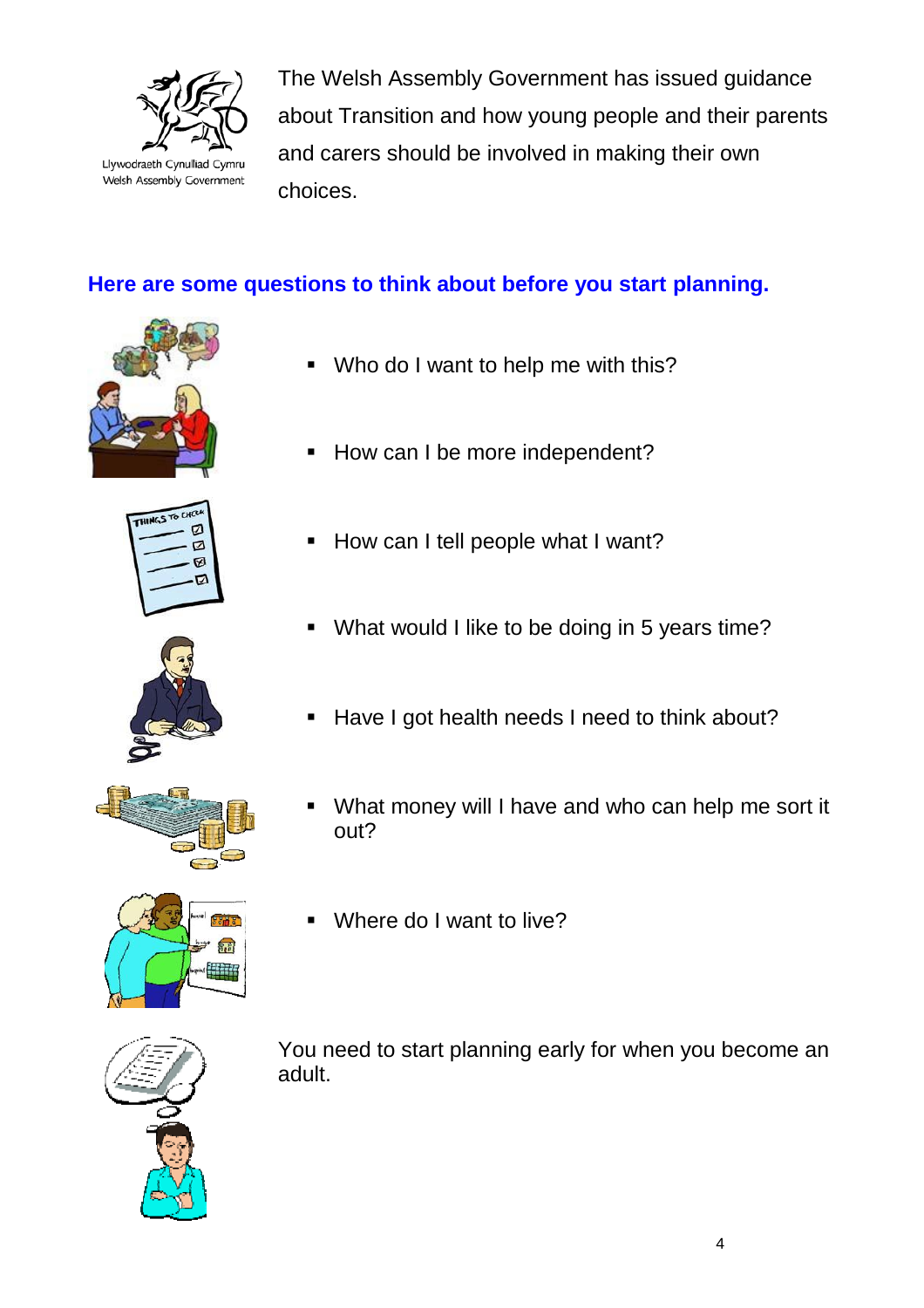The Welsh Assembly Government has issued guidance about Transition and how young people and their parents and carers should be involved in making their own choices.

## Here are some questions to think about before you start planning.

- Who do I want to help me with this?
- How can I be more independent?
- How can I tell people what I want?
- What would I like to be doing in 5 years time?
- Have I got health needs I need to think about?
- What money will I have and who can help me sort it out?
- Where do I want to live?

You need to start planning early for when you become an adult.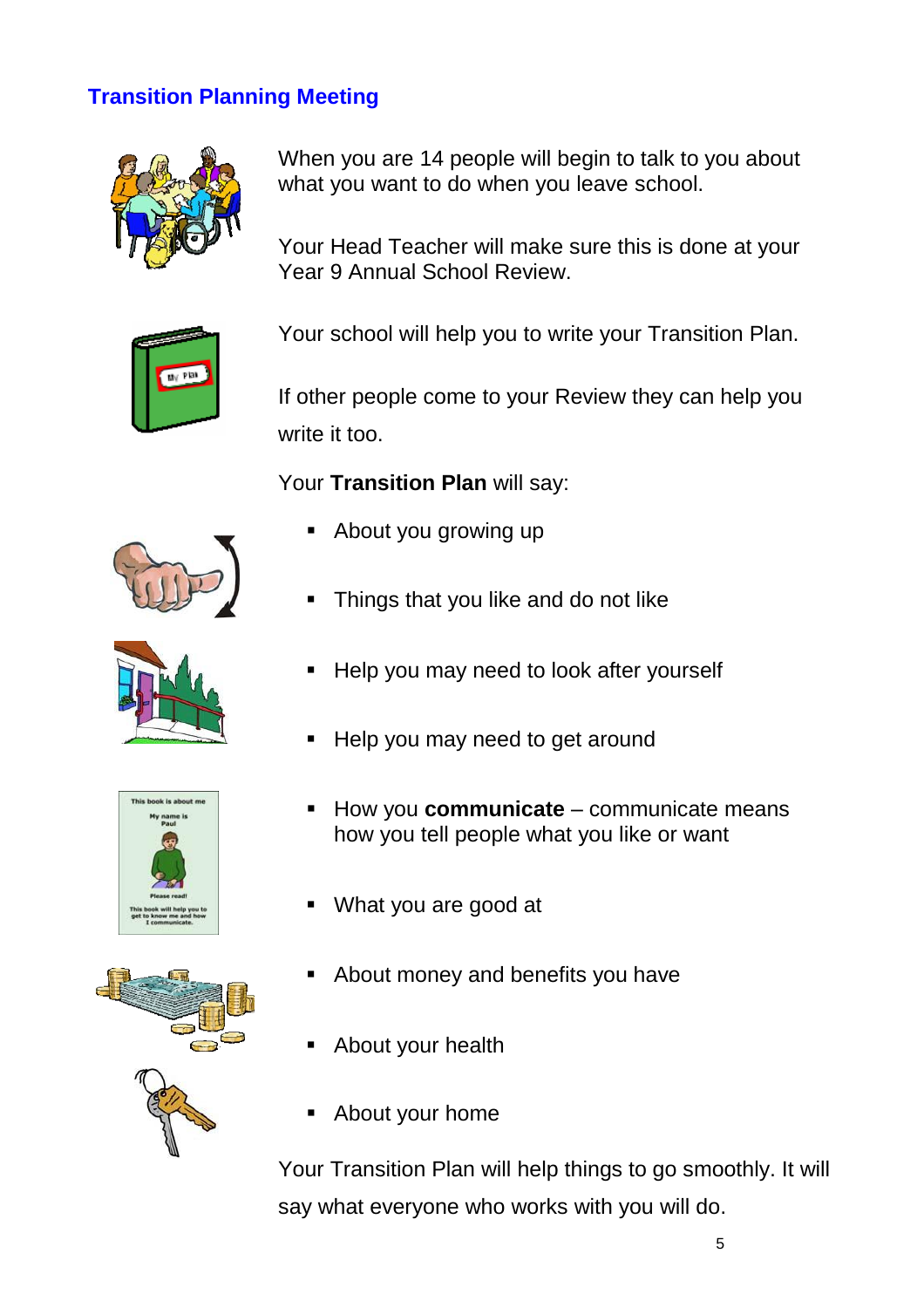## Transition Planning Meeting

When you are 14 people will begin to talk to you about what you want to do when you leave school.

Your Head Teacher will make sure this is done at your Year 9 Annual School Review.

Your school will help you to write your Transition Plan.

If other people come to your Review they can help you write it too.

Your **Transition Plan** will say:

- About you growing up
- Things that you like and do not like
- Help you may need to look after yourself
- Help you may need to get around
- How you **communicate** – communicate means how you tell people what you like or want
- What you are good at
- About money and benefits you have
- About your health
- About your home

Your Transition Plan will help things to go smoothly. It will say what everyone who works with you will do.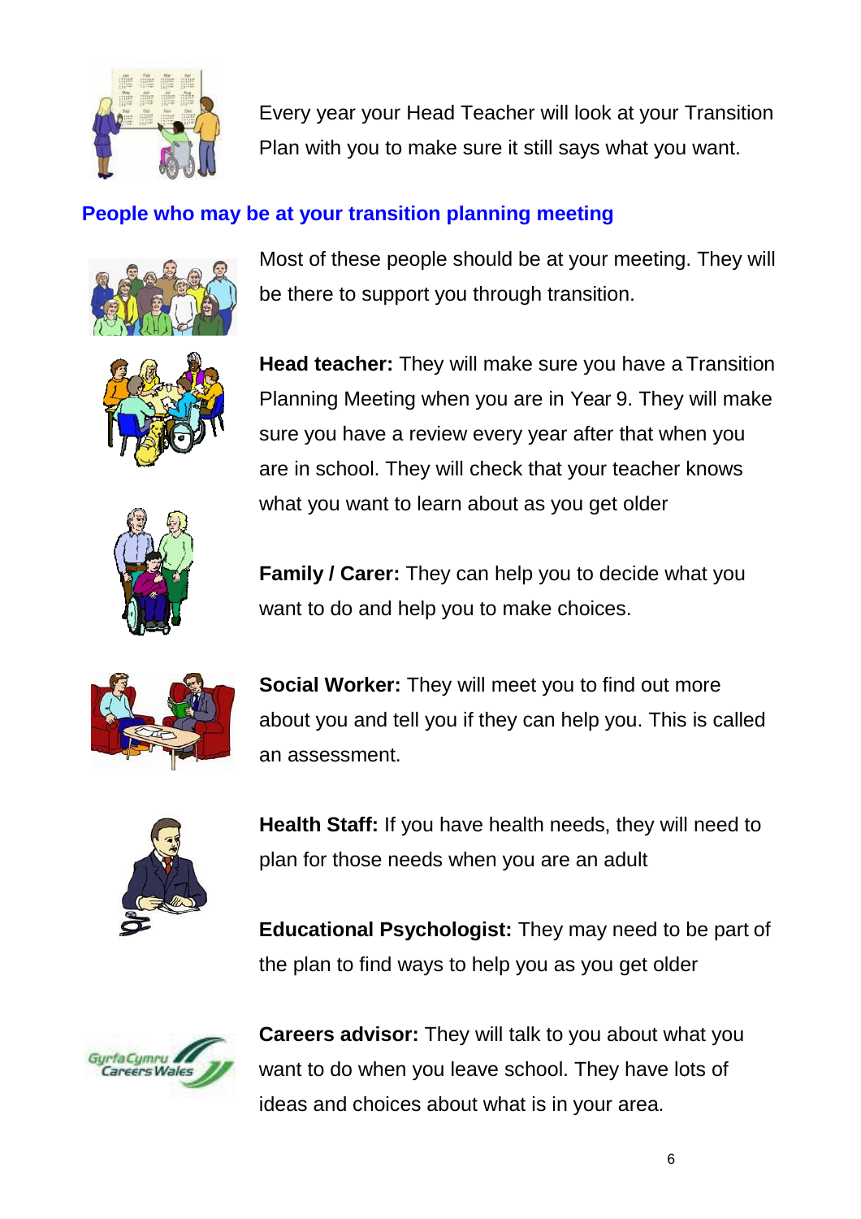Every year your Head Teacher will look at your Transition Plan with you to make sure it still says what you want.

## People who may be at your transition planning meeting

Most of these people should be at your meeting. They will be there to support you through transition.

**Head teacher:** They will make sure you have a Transition Planning Meeting when you are in Year 9. They will make sure you have a review every year after that when you are in school. They will check that your teacher knows what you want to learn about as you get older

**Family / Carer:** They can help you to decide what you want to do and help you to make choices.

**Social Worker:** They will meet you to find out more about you and tell you if they can help you. This is called an assessment.

**Health Staff:** If you have health needs, they will need to plan for those needs when you are an adult

**Educational Psychologist:** They may need to be part of the plan to find ways to help you as you get older

**Careers advisor:** They will talk to you about what you want to do when you leave school. They have lots of ideas and choices about what is in your area.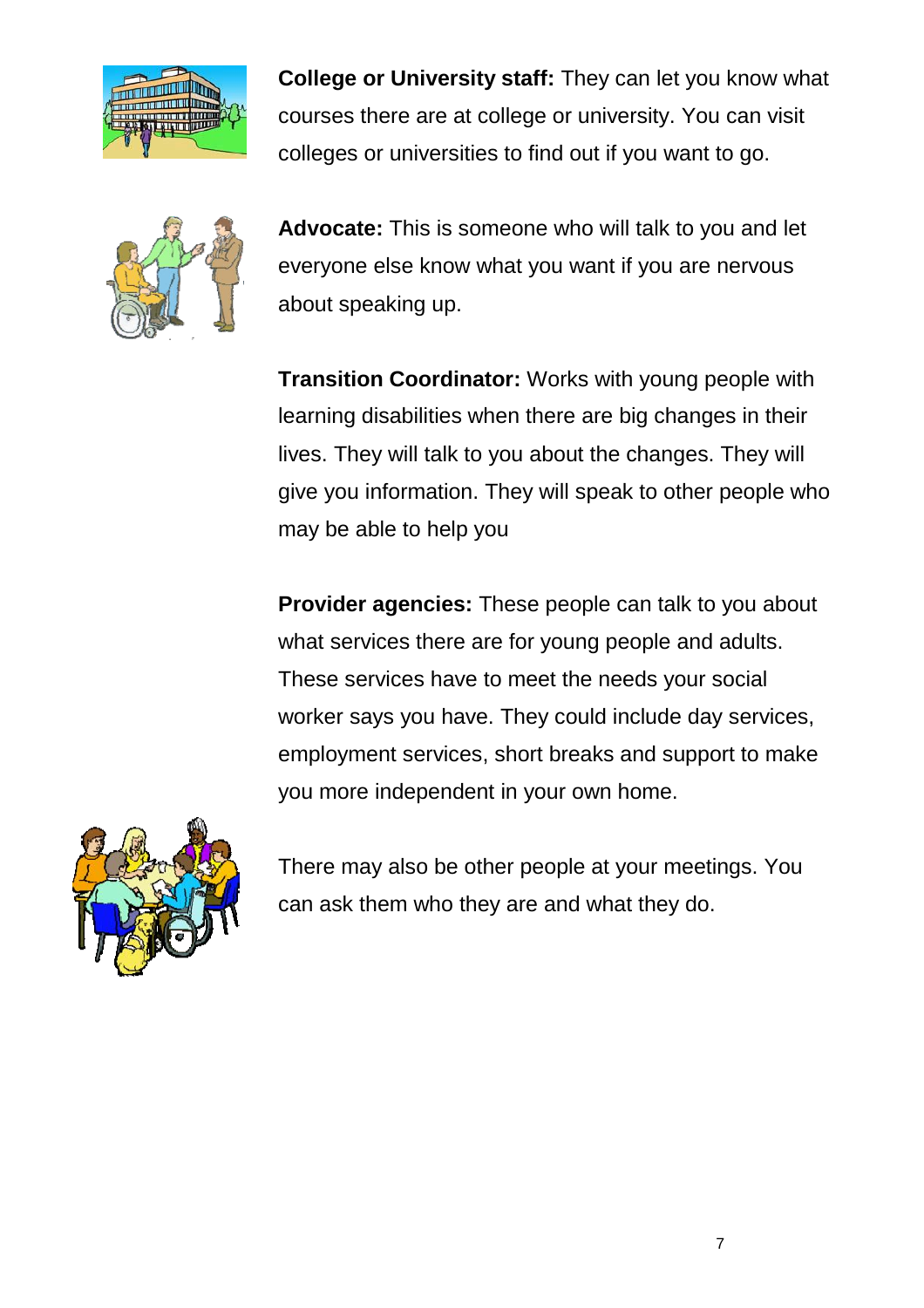**College or University staff:** They can let you know what courses there are at college or university. You can visit colleges or universities to find out if you want to go.

**Advocate:** This is someone who will talk to you and let everyone else know what you want if you are nervous about speaking up.

**Transition Coordinator:** Works with young people with learning disabilities when there are big changes in their lives. They will talk to you about the changes. They will give you information. They will speak to other people who may be able to help you

**Provider agencies:** These people can talk to you about what services there are for young people and adults. These services have to meet the needs your social worker says you have. They could include day services, employment services, short breaks and support to make you more independent in your own home.

There may also be other people at your meetings. You can ask them who they are and what they do.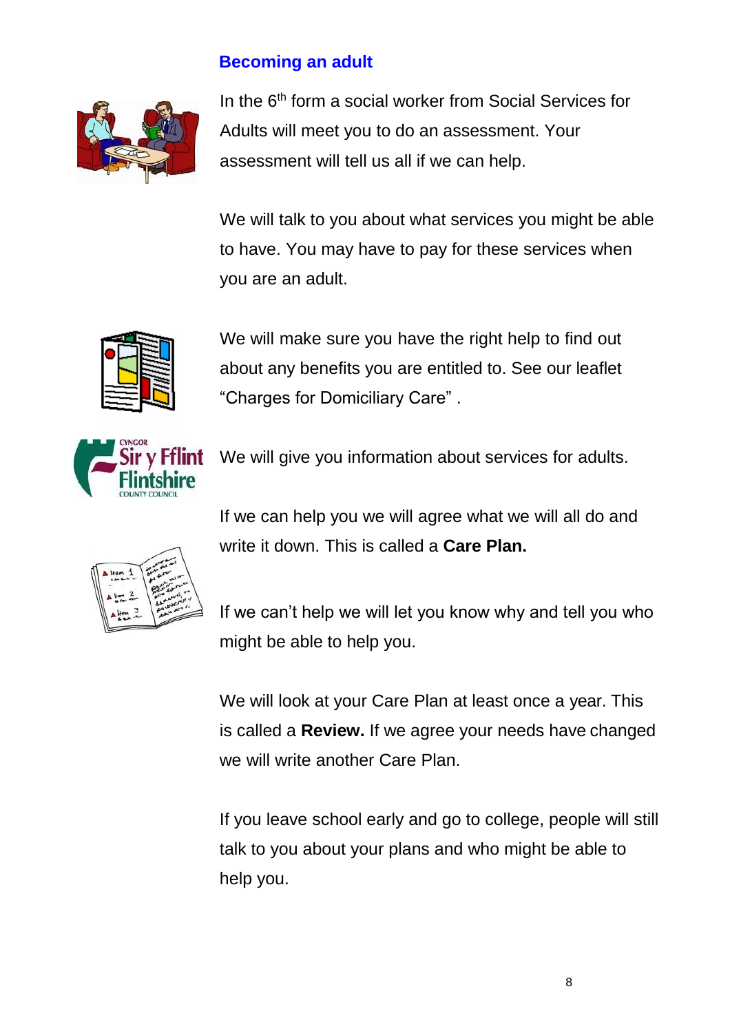## Becoming an adult

In the 6th form a social worker from Social Services for Adults will meet you to do an assessment. Your assessment will tell us all if we can help.

We will talk to you about what services you might be able to have. You may have to pay for these services when you are an adult.

We will make sure you have the right help to find out about any benefits you are entitled to. See our leaflet "Charges for Domiciliary Care" .

We will give you information about services for adults.

If we can help you we will agree what we will all do and write it down. This is called a **Care Plan.**

If we can't help we will let you know why and tell you who might be able to help you.

We will look at your Care Plan at least once a year. This is called a **Review.** If we agree your needs have changed we will write another Care Plan.

If you leave school early and go to college, people will still talk to you about your plans and who might be able to help you.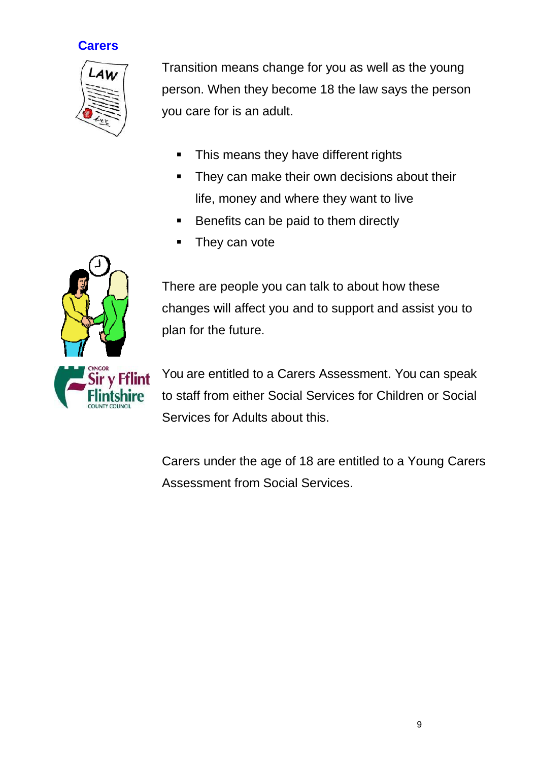## Carers

Transition means change for you as well as the young person. When they become 18 the law says the person you care for is an adult.

- This means they have different rights
- They can make their own decisions about their life, money and where they want to live
- Benefits can be paid to them directly
- They can vote

There are people you can talk to about how these changes will affect you and to support and assist you to plan for the future.

You are entitled to a Carers Assessment. You can speak to staff from either Social Services for Children or Social Services for Adults about this.

Carers under the age of 18 are entitled to a Young Carers Assessment from Social Services.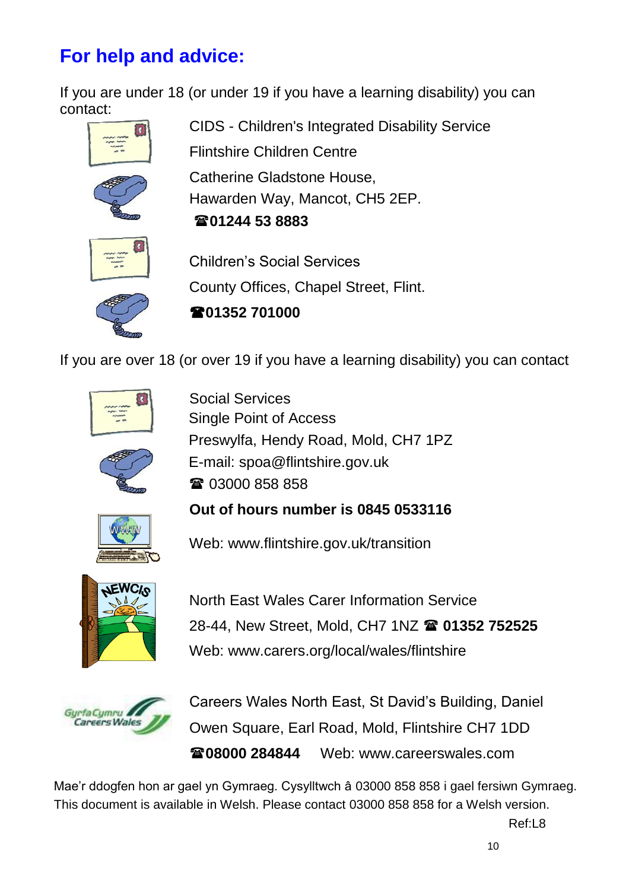## For help and advice:

If you are under 18 (or under 19 if you have a learning disability) you can contact:

CIDS - Children's Integrated Disability Service
Flintshire Children Centre
Catherine Gladstone House,
Hawarden Way, Mancot, CH5 2EP.
☎ **01244 53 8883**

Children's Social Services
County Offices, Chapel Street, Flint.
☎ **01352 701000**

If you are over 18 (or over 19 if you have a learning disability) you can contact

Social Services
Single Point of Access
Preswylfa, Hendy Road, Mold, CH7 1PZ
E-mail: spoa@flintshire.gov.uk
☎ 03000 858 858

**Out of hours number is 0845 0533116**

Web: www.flintshire.gov.uk/transition

North East Wales Carer Information Service
28-44, New Street, Mold, CH7 1NZ ☎ **01352 752525**
Web: www.carers.org/local/wales/flintshire

Careers Wales North East, St David's Building, Daniel Owen Square, Earl Road, Mold, Flintshire CH7 1DD
☎ **08000 284844** Web: www.careerswales.com

Mae'r ddogfen hon ar gael yn Gymraeg. Cysylltwch â 03000 858 858 i gael fersiwn Gymraeg.
This document is available in Welsh. Please contact 03000 858 858 for a Welsh version.

Ref:L8